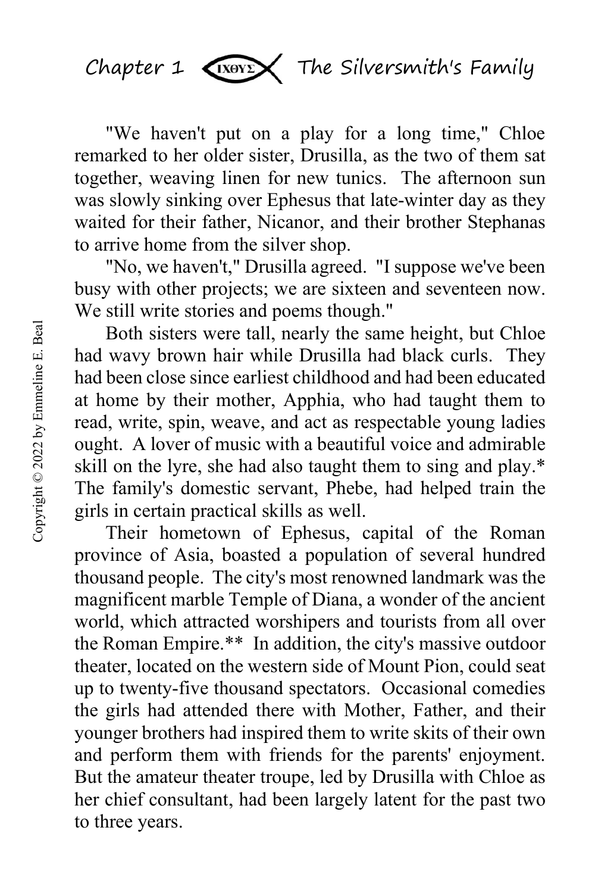# Chapter 1 ΙΧΘΥΣ The Silversmith's Family

"We haven't put on a play for a long time," Chloe remarked to her older sister, Drusilla, as the two of them sat together, weaving linen for new tunics. The afternoon sun was slowly sinking over Ephesus that late-winter day as they waited for their father, Nicanor, and their brother Stephanas to arrive home from the silver shop.

"No, we haven't," Drusilla agreed. "I suppose we've been busy with other projects; we are sixteen and seventeen now. We still write stories and poems though."

Both sisters were tall, nearly the same height, but Chloe had wavy brown hair while Drusilla had black curls. They had been close since earliest childhood and had been educated at home by their mother, Apphia, who had taught them to read, write, spin, weave, and act as respectable young ladies ought. A lover of music with a beautiful voice and admirable skill on the lyre, she had also taught them to sing and play.* The family's domestic servant, Phebe, had helped train the girls in certain practical skills as well.

Their hometown of Ephesus, capital of the Roman province of Asia, boasted a population of several hundred thousand people. The city's most renowned landmark was the magnificent marble Temple of Diana, a wonder of the ancient world, which attracted worshipers and tourists from all over the Roman Empire.** In addition, the city's massive outdoor theater, located on the western side of Mount Pion, could seat up to twenty-five thousand spectators. Occasional comedies the girls had attended there with Mother, Father, and their younger brothers had inspired them to write skits of their own and perform them with friends for the parents' enjoyment. But the amateur theater troupe, led by Drusilla with Chloe as her chief consultant, had been largely latent for the past two to three years.

Copyright © 2022 by Emmeline E. Beal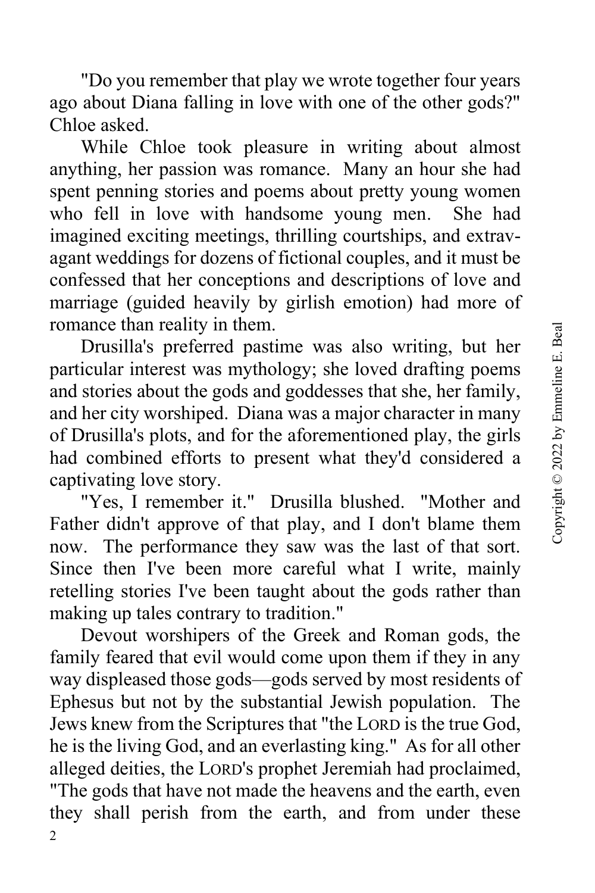"Do you remember that play we wrote together four years ago about Diana falling in love with one of the other gods?" Chloe asked.

While Chloe took pleasure in writing about almost anything, her passion was romance. Many an hour she had spent penning stories and poems about pretty young women who fell in love with handsome young men. She had imagined exciting meetings, thrilling courtships, and extravagant weddings for dozens of fictional couples, and it must be confessed that her conceptions and descriptions of love and marriage (guided heavily by girlish emotion) had more of romance than reality in them.

Drusilla's preferred pastime was also writing, but her particular interest was mythology; she loved drafting poems and stories about the gods and goddesses that she, her family, and her city worshiped. Diana was a major character in many of Drusilla's plots, and for the aforementioned play, the girls had combined efforts to present what they'd considered a captivating love story.

"Yes, I remember it." Drusilla blushed. "Mother and Father didn't approve of that play, and I don't blame them now. The performance they saw was the last of that sort. Since then I've been more careful what I write, mainly retelling stories I've been taught about the gods rather than making up tales contrary to tradition."

Devout worshipers of the Greek and Roman gods, the family feared that evil would come upon them if they in any way displeased those gods—gods served by most residents of Ephesus but not by the substantial Jewish population. The Jews knew from the Scriptures that "the LORD is the true God, he is the living God, and an everlasting king." As for all other alleged deities, the LORD's prophet Jeremiah had proclaimed, "The gods that have not made the heavens and the earth, even they shall perish from the earth, and from under these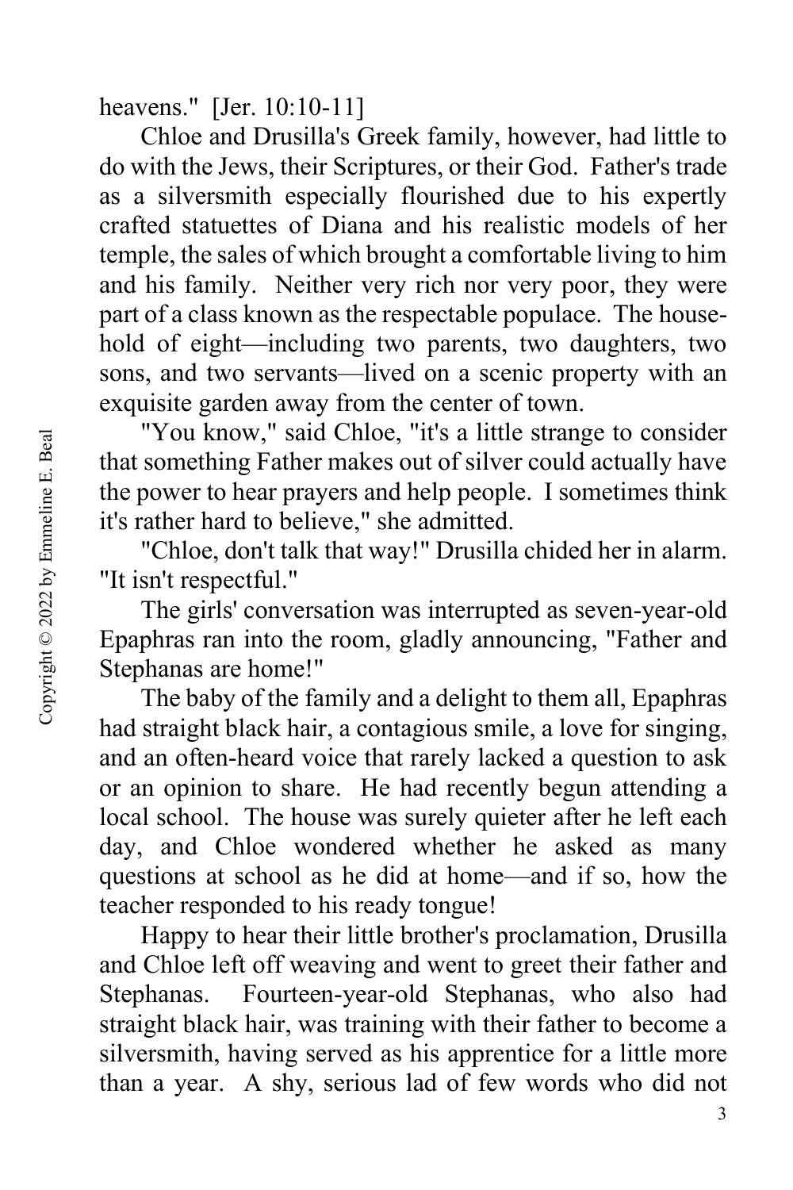heavens." [Jer. 10:10-11]

Chloe and Drusilla's Greek family, however, had little to do with the Jews, their Scriptures, or their God. Father's trade as a silversmith especially flourished due to his expertly crafted statuettes of Diana and his realistic models of her temple, the sales of which brought a comfortable living to him and his family. Neither very rich nor very poor, they were part of a class known as the respectable populace. The household of eight—including two parents, two daughters, two sons, and two servants—lived on a scenic property with an exquisite garden away from the center of town.

"You know," said Chloe, "it's a little strange to consider that something Father makes out of silver could actually have the power to hear prayers and help people. I sometimes think it's rather hard to believe," she admitted.

"Chloe, don't talk that way!" Drusilla chided her in alarm. "It isn't respectful."

The girls' conversation was interrupted as seven-year-old Epaphras ran into the room, gladly announcing, "Father and Stephanas are home!"

The baby of the family and a delight to them all, Epaphras had straight black hair, a contagious smile, a love for singing, and an often-heard voice that rarely lacked a question to ask or an opinion to share. He had recently begun attending a local school. The house was surely quieter after he left each day, and Chloe wondered whether he asked as many questions at school as he did at home—and if so, how the teacher responded to his ready tongue!

Happy to hear their little brother's proclamation, Drusilla and Chloe left off weaving and went to greet their father and Stephanas. Fourteen-year-old Stephanas, who also had straight black hair, was training with their father to become a silversmith, having served as his apprentice for a little more than a year. A shy, serious lad of few words who did not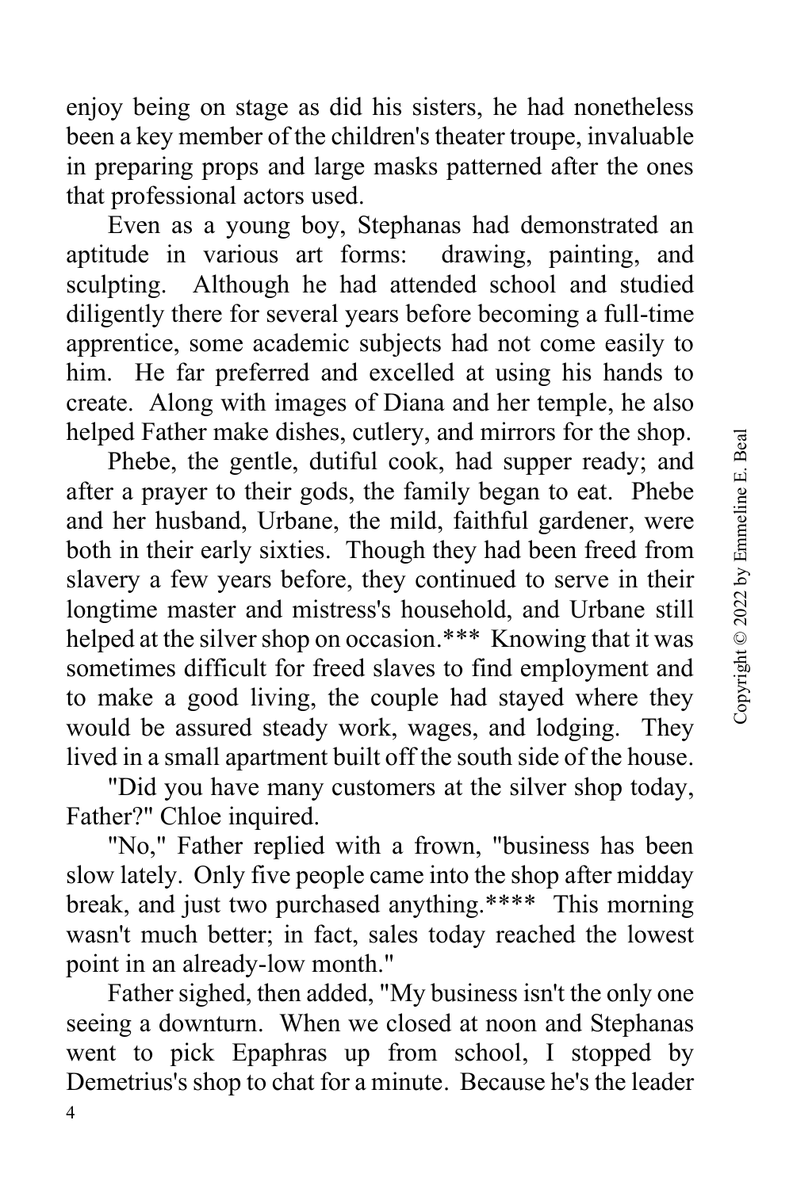enjoy being on stage as did his sisters, he had nonetheless been a key member of the children's theater troupe, invaluable in preparing props and large masks patterned after the ones that professional actors used.

Even as a young boy, Stephanas had demonstrated an aptitude in various art forms: drawing, painting, and sculpting. Although he had attended school and studied diligently there for several years before becoming a full-time apprentice, some academic subjects had not come easily to him. He far preferred and excelled at using his hands to create. Along with images of Diana and her temple, he also helped Father make dishes, cutlery, and mirrors for the shop.

Phebe, the gentle, dutiful cook, had supper ready; and after a prayer to their gods, the family began to eat. Phebe and her husband, Urbane, the mild, faithful gardener, were both in their early sixties. Though they had been freed from slavery a few years before, they continued to serve in their longtime master and mistress's household, and Urbane still helped at the silver shop on occasion.*** Knowing that it was sometimes difficult for freed slaves to find employment and to make a good living, the couple had stayed where they would be assured steady work, wages, and lodging. They lived in a small apartment built off the south side of the house.

"Did you have many customers at the silver shop today, Father?" Chloe inquired.

"No," Father replied with a frown, "business has been slow lately. Only five people came into the shop after midday break, and just two purchased anything.**** This morning wasn't much better; in fact, sales today reached the lowest point in an already-low month."

Father sighed, then added, "My business isn't the only one seeing a downturn. When we closed at noon and Stephanas went to pick Epaphras up from school, I stopped by Demetrius's shop to chat for a minute. Because he's the leader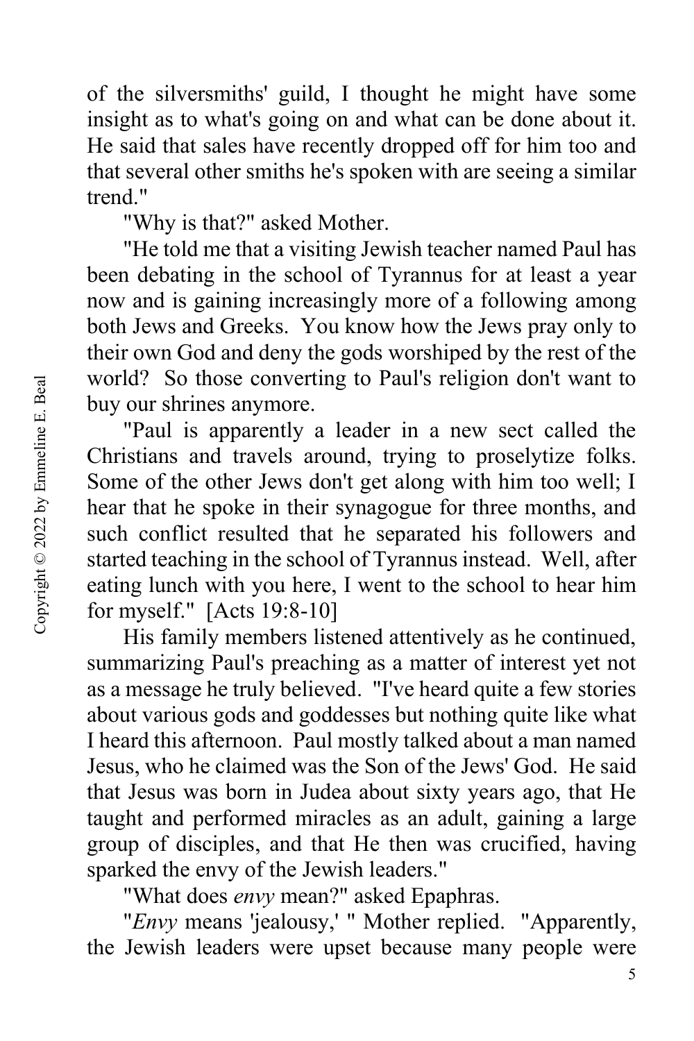of the silversmiths' guild, I thought he might have some insight as to what's going on and what can be done about it. He said that sales have recently dropped off for him too and that several other smiths he's spoken with are seeing a similar trend."

"Why is that?" asked Mother.

"He told me that a visiting Jewish teacher named Paul has been debating in the school of Tyrannus for at least a year now and is gaining increasingly more of a following among both Jews and Greeks. You know how the Jews pray only to their own God and deny the gods worshiped by the rest of the world? So those converting to Paul's religion don't want to buy our shrines anymore.

"Paul is apparently a leader in a new sect called the Christians and travels around, trying to proselytize folks. Some of the other Jews don't get along with him too well; I hear that he spoke in their synagogue for three months, and such conflict resulted that he separated his followers and started teaching in the school of Tyrannus instead. Well, after eating lunch with you here, I went to the school to hear him for myself." [Acts 19:8-10]

His family members listened attentively as he continued, summarizing Paul's preaching as a matter of interest yet not as a message he truly believed. "I've heard quite a few stories about various gods and goddesses but nothing quite like what I heard this afternoon. Paul mostly talked about a man named Jesus, who he claimed was the Son of the Jews' God. He said that Jesus was born in Judea about sixty years ago, that He taught and performed miracles as an adult, gaining a large group of disciples, and that He then was crucified, having sparked the envy of the Jewish leaders."

"What does *envy* mean?" asked Epaphras.

"*Envy* means 'jealousy,' " Mother replied. "Apparently, the Jewish leaders were upset because many people were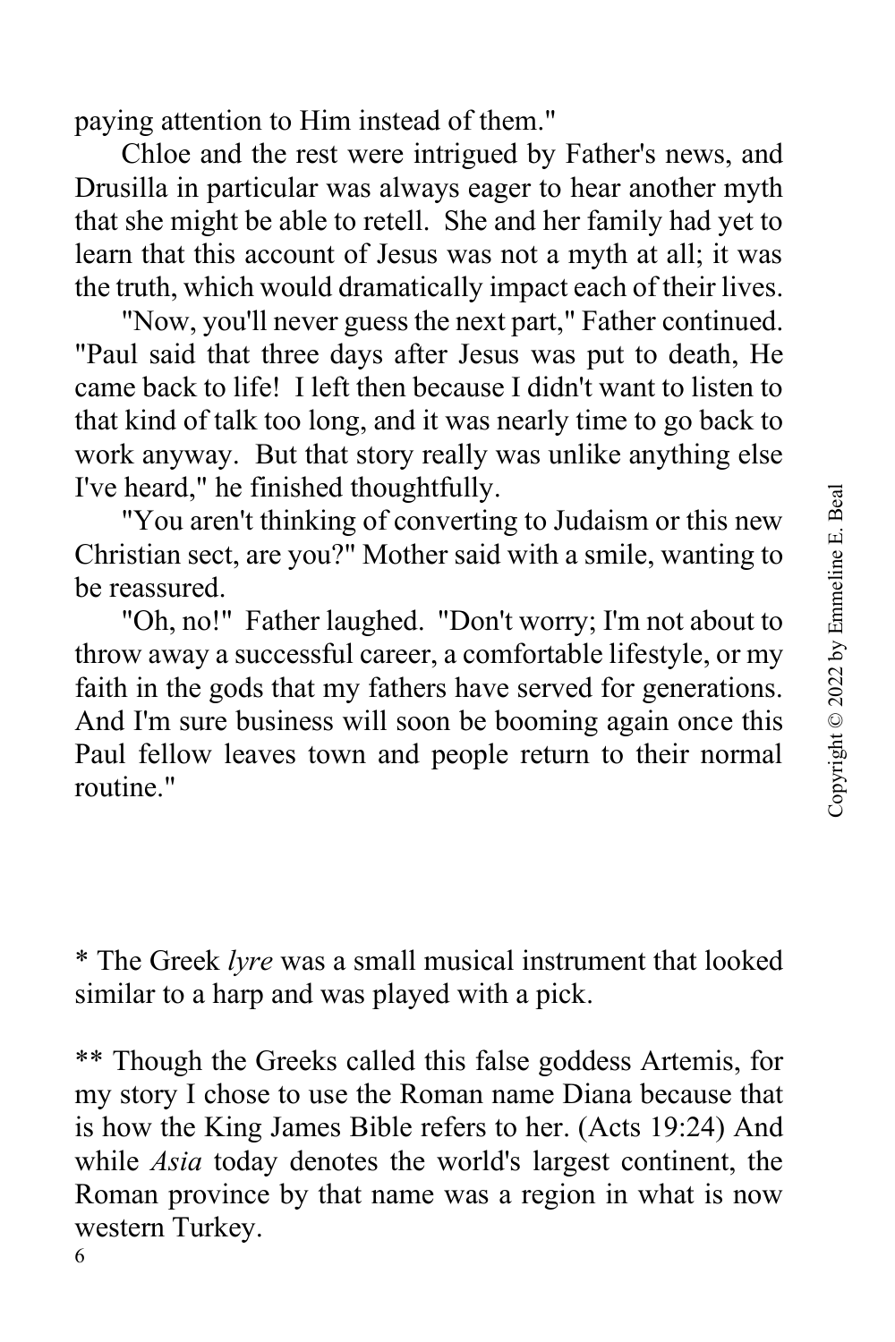paying attention to Him instead of them."

Chloe and the rest were intrigued by Father's news, and Drusilla in particular was always eager to hear another myth that she might be able to retell. She and her family had yet to learn that this account of Jesus was not a myth at all; it was the truth, which would dramatically impact each of their lives.

"Now, you'll never guess the next part," Father continued. "Paul said that three days after Jesus was put to death, He came back to life! I left then because I didn't want to listen to that kind of talk too long, and it was nearly time to go back to work anyway. But that story really was unlike anything else I've heard," he finished thoughtfully.

"You aren't thinking of converting to Judaism or this new Christian sect, are you?" Mother said with a smile, wanting to be reassured.

"Oh, no!" Father laughed. "Don't worry; I'm not about to throw away a successful career, a comfortable lifestyle, or my faith in the gods that my fathers have served for generations. And I'm sure business will soon be booming again once this Paul fellow leaves town and people return to their normal routine."

* The Greek *lyre* was a small musical instrument that looked similar to a harp and was played with a pick.

** Though the Greeks called this false goddess Artemis, for my story I chose to use the Roman name Diana because that is how the King James Bible refers to her. (Acts 19:24) And while *Asia* today denotes the world's largest continent, the Roman province by that name was a region in what is now western Turkey.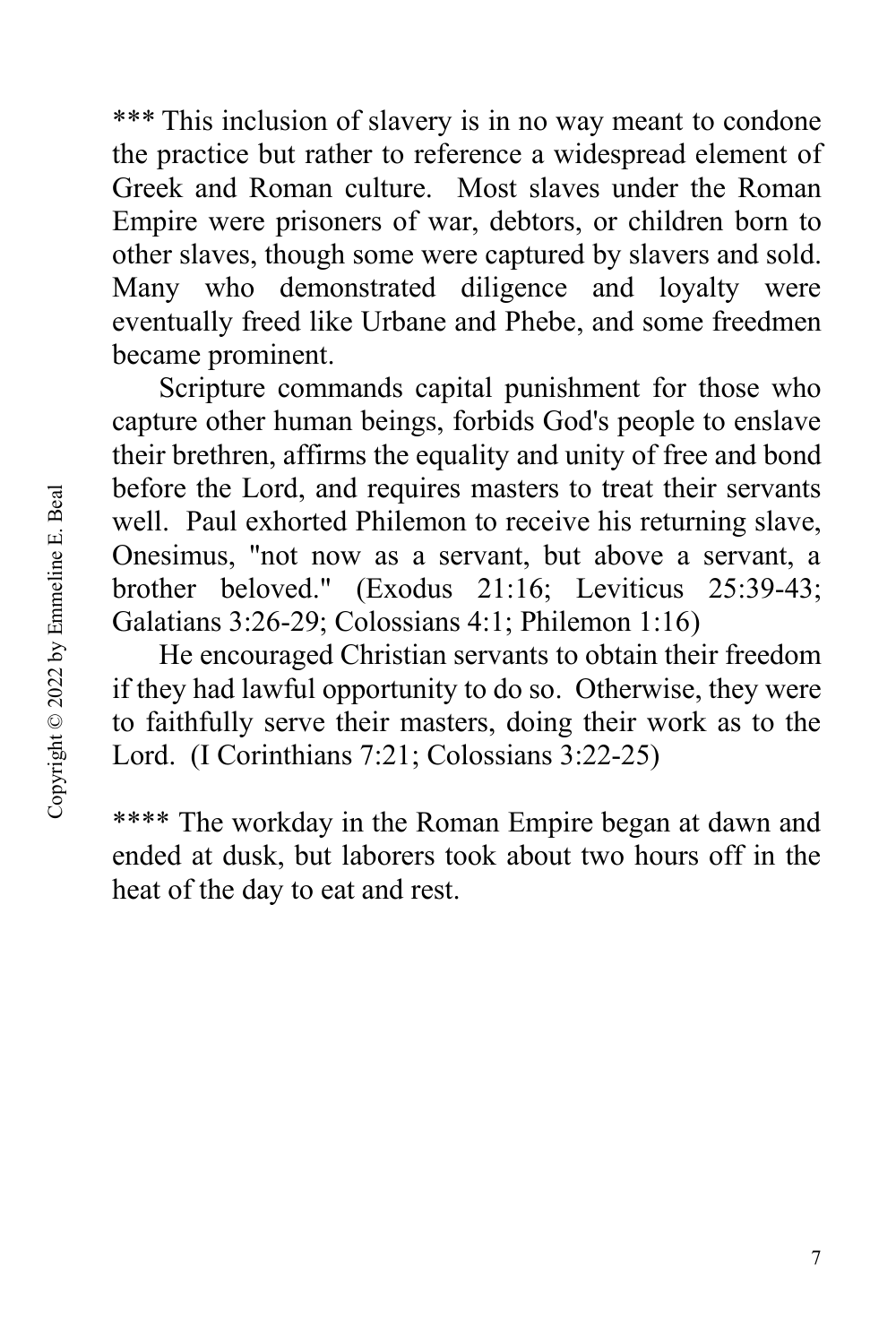*** This inclusion of slavery is in no way meant to condone the practice but rather to reference a widespread element of Greek and Roman culture. Most slaves under the Roman Empire were prisoners of war, debtors, or children born to other slaves, though some were captured by slavers and sold. Many who demonstrated diligence and loyalty were eventually freed like Urbane and Phebe, and some freedmen became prominent.

Scripture commands capital punishment for those who capture other human beings, forbids God's people to enslave their brethren, affirms the equality and unity of free and bond before the Lord, and requires masters to treat their servants well. Paul exhorted Philemon to receive his returning slave, Onesimus, "not now as a servant, but above a servant, a brother beloved." (Exodus 21:16; Leviticus 25:39-43; Galatians 3:26-29; Colossians 4:1; Philemon 1:16)

He encouraged Christian servants to obtain their freedom if they had lawful opportunity to do so. Otherwise, they were to faithfully serve their masters, doing their work as to the Lord. (I Corinthians 7:21; Colossians 3:22-25)

**** The workday in the Roman Empire began at dawn and ended at dusk, but laborers took about two hours off in the heat of the day to eat and rest.